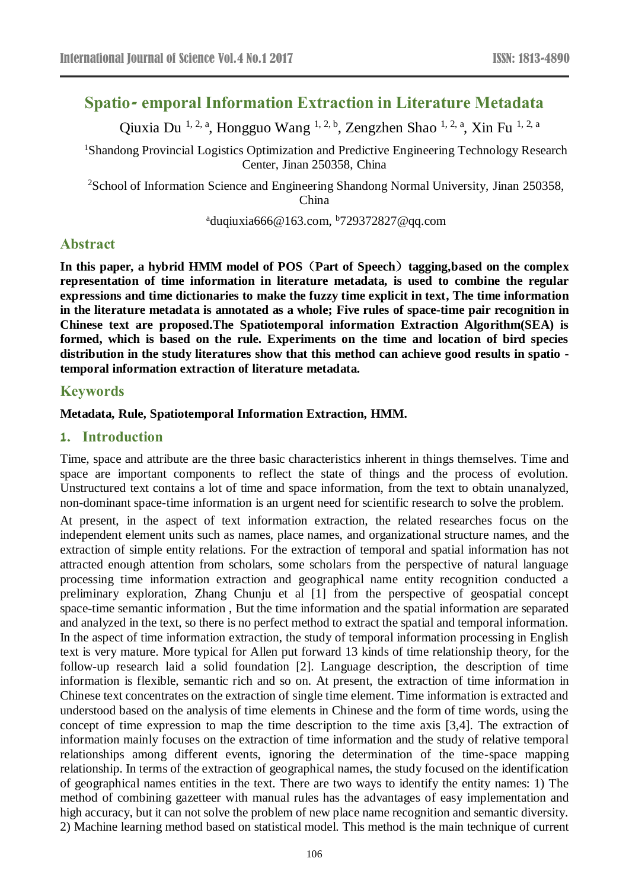# Spatio- emporal Information Extraction in Literature Metadata

Qiuxia Du [1, 2, a], Hongguo Wang [1, 2, b], Zengzhen Shao [1, 2, a], Xin Fu [1, 2, a]

[1]Shandong Provincial Logistics Optimization and Predictive Engineering Technology Research Center, Jinan 250358, China

[2]School of Information Science and Engineering Shandong Normal University, Jinan 250358, China

[a]duqiuxia666@163.com, [b]729372827@qq.com

## Abstract

**In this paper, a hybrid HMM model of POS（Part of Speech）tagging,based on the complex representation of time information in literature metadata, is used to combine the regular expressions and time dictionaries to make the fuzzy time explicit in text, The time information in the literature metadata is annotated as a whole; Five rules of space-time pair recognition in Chinese text are proposed.The Spatiotemporal information Extraction Algorithm(SEA) is formed, which is based on the rule. Experiments on the time and location of bird species distribution in the study literatures show that this method can achieve good results in spatio - temporal information extraction of literature metadata.**

## Keywords

**Metadata, Rule, Spatiotemporal Information Extraction, HMM.**

## 1. Introduction

Time, space and attribute are the three basic characteristics inherent in things themselves. Time and space are important components to reflect the state of things and the process of evolution. Unstructured text contains a lot of time and space information, from the text to obtain unanalyzed, non-dominant space-time information is an urgent need for scientific research to solve the problem.

At present, in the aspect of text information extraction, the related researches focus on the independent element units such as names, place names, and organizational structure names, and the extraction of simple entity relations. For the extraction of temporal and spatial information has not attracted enough attention from scholars, some scholars from the perspective of natural language processing time information extraction and geographical name entity recognition conducted a preliminary exploration, Zhang Chunju et al [1] from the perspective of geospatial concept space-time semantic information , But the time information and the spatial information are separated and analyzed in the text, so there is no perfect method to extract the spatial and temporal information. In the aspect of time information extraction, the study of temporal information processing in English text is very mature. More typical for Allen put forward 13 kinds of time relationship theory, for the follow-up research laid a solid foundation [2]. Language description, the description of time information is flexible, semantic rich and so on. At present, the extraction of time information in Chinese text concentrates on the extraction of single time element. Time information is extracted and understood based on the analysis of time elements in Chinese and the form of time words, using the concept of time expression to map the time description to the time axis [3,4]. The extraction of information mainly focuses on the extraction of time information and the study of relative temporal relationships among different events, ignoring the determination of the time-space mapping relationship. In terms of the extraction of geographical names, the study focused on the identification of geographical names entities in the text. There are two ways to identify the entity names: 1) The method of combining gazetteer with manual rules has the advantages of easy implementation and high accuracy, but it can not solve the problem of new place name recognition and semantic diversity. 2) Machine learning method based on statistical model. This method is the main technique of current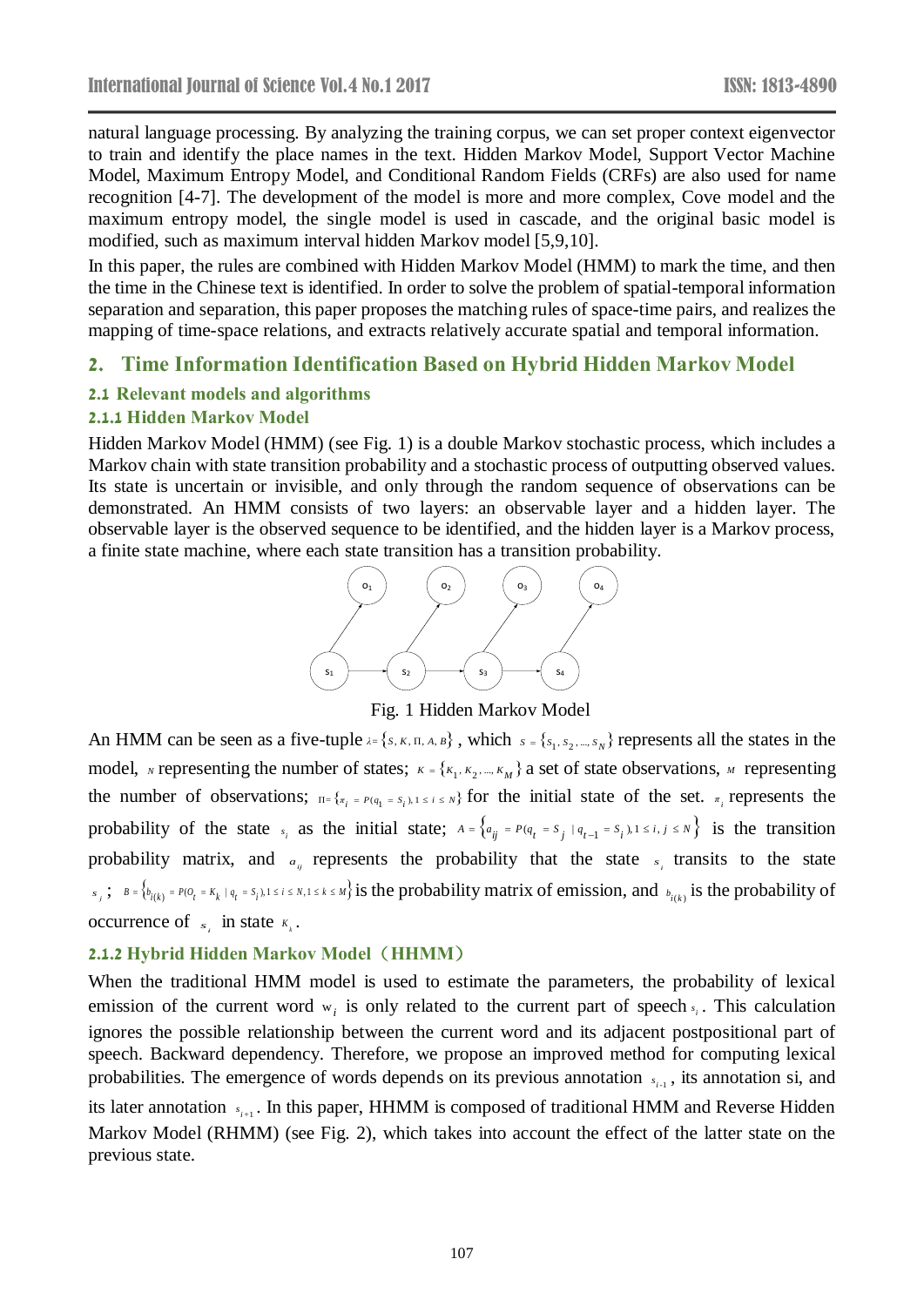natural language processing. By analyzing the training corpus, we can set proper context eigenvector to train and identify the place names in the text. Hidden Markov Model, Support Vector Machine Model, Maximum Entropy Model, and Conditional Random Fields (CRFs) are also used for name recognition [4-7]. The development of the model is more and more complex, Cove model and the maximum entropy model, the single model is used in cascade, and the original basic model is modified, such as maximum interval hidden Markov model [5,9,10].

In this paper, the rules are combined with Hidden Markov Model (HMM) to mark the time, and then the time in the Chinese text is identified. In order to solve the problem of spatial-temporal information separation and separation, this paper proposes the matching rules of space-time pairs, and realizes the mapping of time-space relations, and extracts relatively accurate spatial and temporal information.

## 2. Time Information Identification Based on Hybrid Hidden Markov Model

### 2.1 Relevant models and algorithms

#### 2.1.1 Hidden Markov Model

Hidden Markov Model (HMM) (see Fig. 1) is a double Markov stochastic process, which includes a Markov chain with state transition probability and a stochastic process of outputting observed values. Its state is uncertain or invisible, and only through the random sequence of observations can be demonstrated. An HMM consists of two layers: an observable layer and a hidden layer. The observable layer is the observed sequence to be identified, and the hidden layer is a Markov process, a finite state machine, where each state transition has a transition probability.

Fig. 1 Hidden Markov Model

An HMM can be seen as a five-tuple $\lambda = \{S, K, \Pi, A, B\}$, which $S = \{s_1, s_2, ..., s_N\}$ represents all the states in the model, $N$ representing the number of states; $K = \{K_1, K_2, ..., K_M\}$ a set of state observations, $M$ representing the number of observations; $\Pi = \{\pi_i = P(q_1 = S_i), 1 \le i \le N\}$ for the initial state of the set. $\pi_i$ represents the probability of the state $s_i$ as the initial state; $A = \{a_{ij} = P(q_t = S_j \mid q_{t-1} = S_i), 1 \le i, j \le N\}$ is the transition probability matrix, and $a_{ij}$ represents the probability that the state $s_i$ transits to the state $s_j$; $B = \{b_{i(k)} = P(O_t = K_k \mid q_t = S_i), 1 \le i \le N, 1 \le k \le M\}$ is the probability matrix of emission, and $b_{i(k)}$ is the probability of occurrence of $s_i$ in state $K_k$.

#### 2.1.2 Hybrid Hidden Markov Model（HHMM）

When the traditional HMM model is used to estimate the parameters, the probability of lexical emission of the current word $w_i$ is only related to the current part of speech $s_i$. This calculation ignores the possible relationship between the current word and its adjacent postpositional part of speech. Backward dependency. Therefore, we propose an improved method for computing lexical probabilities. The emergence of words depends on its previous annotation $s_{i-1}$, its annotation si, and its later annotation $s_{i+1}$. In this paper, HHMM is composed of traditional HMM and Reverse Hidden Markov Model (RHMM) (see Fig. 2), which takes into account the effect of the latter state on the previous state.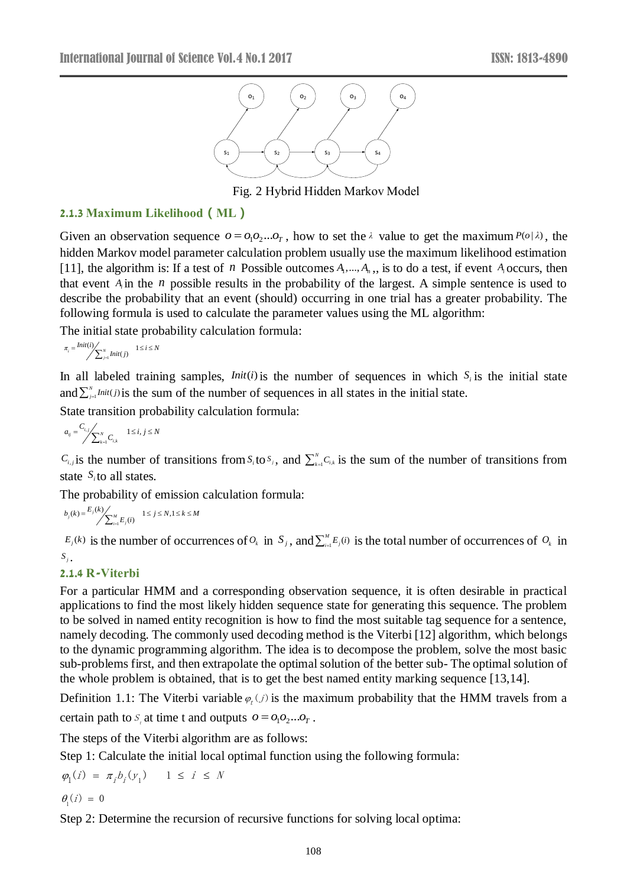Fig. 2 Hybrid Hidden Markov Model

### 2.1.3 Maximum Likelihood（ML）

Given an observation sequence $O = o_1 o_2 ... o_T$, how to set the $\lambda$ value to get the maximum $P(o|\lambda)$, the hidden Markov model parameter calculation problem usually use the maximum likelihood estimation [11], the algorithm is: If a test of $n$ Possible outcomes $A_1,...,A_n$,, is to do a test, if event $A_i$ occurs, then that event $A_i$ in the $n$ possible results in the probability of the largest. A simple sentence is used to describe the probability that an event (should) occurring in one trial has a greater probability. The following formula is used to calculate the parameter values using the ML algorithm:

The initial state probability calculation formula:

$$\pi_i = Init(i) \Big/ \sum_{j=1}^{N} Init(j) \quad 1 \le i \le N$$

In all labeled training samples, $Init(i)$ is the number of sequences in which $S_i$ is the initial state and $\sum_{j=1}^{N} Init(j)$ is the sum of the number of sequences in all states in the initial state.

State transition probability calculation formula:

$$a_{ij} = C_{i,j} \Big/ \sum_{k=1}^{N} C_{i,k} \quad 1 \le i, j \le N$$

$C_{i,j}$ is the number of transitions from $S_i$ to $S_j$, and $\sum_{k=1}^{N} C_{i,k}$ is the sum of the number of transitions from state $S_i$ to all states.

The probability of emission calculation formula:

$$b_j(k) = E_j(k) \Big/ \sum_{i=1}^{M} E_j(i) \quad 1 \le j \le N, 1 \le k \le M$$

$E_j(k)$ is the number of occurrences of $O_k$ in $S_j$, and $\sum_{i=1}^{M} E_j(i)$ is the total number of occurrences of $O_k$ in $S_j$.

### 2.1.4 R-Viterbi

For a particular HMM and a corresponding observation sequence, it is often desirable in practical applications to find the most likely hidden sequence state for generating this sequence. The problem to be solved in named entity recognition is how to find the most suitable tag sequence for a sentence, namely decoding. The commonly used decoding method is the Viterbi [12] algorithm, which belongs to the dynamic programming algorithm. The idea is to decompose the problem, solve the most basic sub-problems first, and then extrapolate the optimal solution of the better sub- The optimal solution of the whole problem is obtained, that is to get the best named entity marking sequence [13,14].

Definition 1.1: The Viterbi variable $\varphi_t(j)$ is the maximum probability that the HMM travels from a certain path to $S_i$ at time t and outputs $O = o_1 o_2 ... o_T$.

The steps of the Viterbi algorithm are as follows:

Step 1: Calculate the initial local optimal function using the following formula:

$$\varphi_1(i) = \pi_i b_i(y_1) \quad 1 \le i \le N$$

$$\theta_1(i) = 0$$

Step 2: Determine the recursion of recursive functions for solving local optima: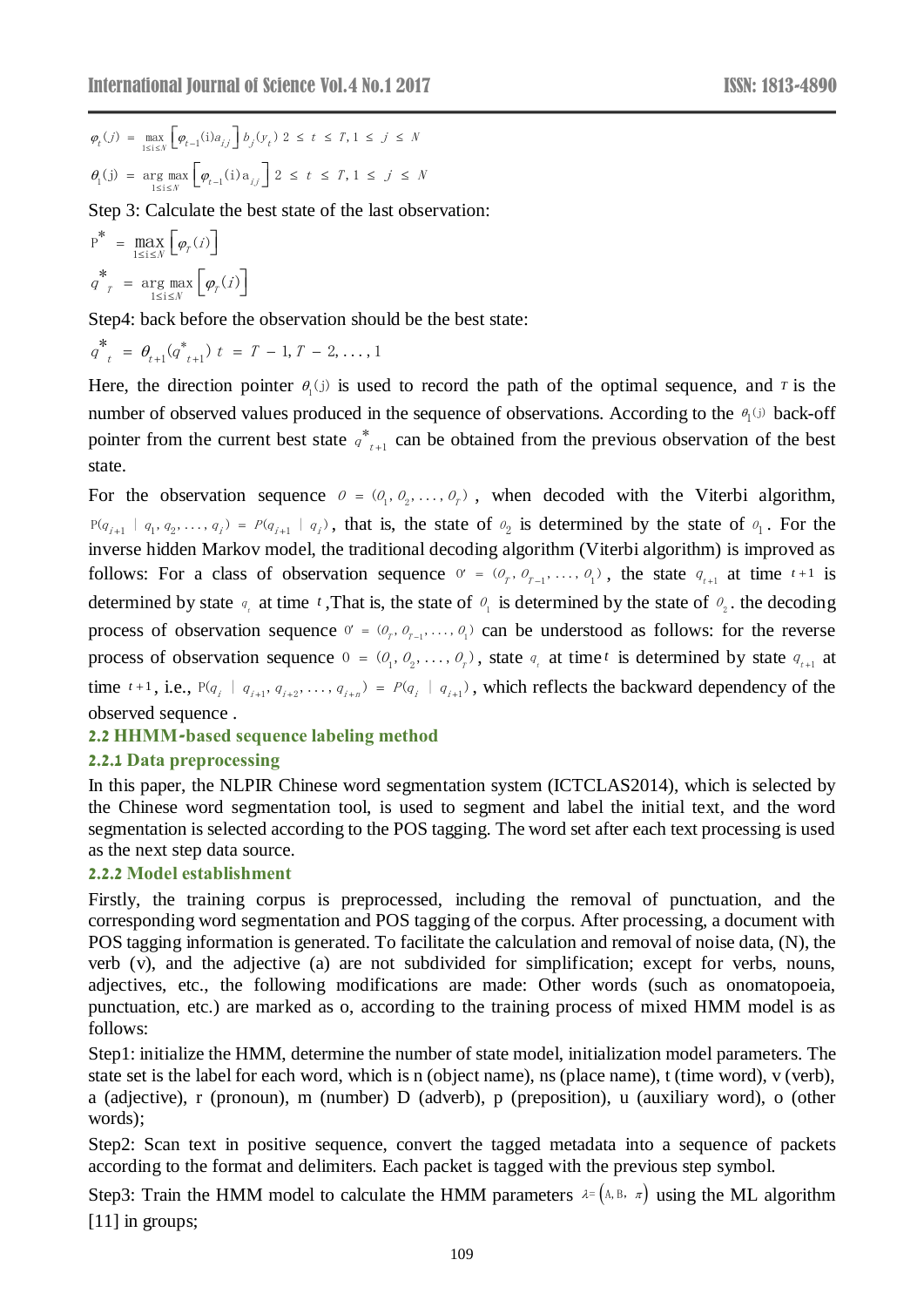$$\varphi_t(j) = \max_{1 \le i \le N} \left[ \varphi_{t-1}(\mathrm{i}) a_{ij} \right] b_j(y_t) \ 2 \le t \le T, 1 \le j \le N$$

$$\theta_1(\mathrm{j}) = \arg\max_{1 \le i \le N} \left[ \varphi_{t-1}(\mathrm{i}) \mathrm{a}_{ij} \right] \ 2 \le t \le T, 1 \le j \le N$$

Step 3: Calculate the best state of the last observation:

$$\mathrm{P}^* = \max_{1 \le i \le N} \left[ \varphi_T(i) \right]$$

$$q^*_T = \arg\max_{1 \le i \le N} \left[ \varphi_T(i) \right]$$

Step4: back before the observation should be the best state:

$$q^*_t = \theta_{t+1}(q^*_{t+1}) \ t = T-1, T-2, \ldots, 1$$

Here, the direction pointer $\theta_1(\mathrm{j})$ is used to record the path of the optimal sequence, and $T$ is the number of observed values produced in the sequence of observations. According to the $\theta_1(\mathrm{j})$ back-off pointer from the current best state $q^*_{t+1}$ can be obtained from the previous observation of the best state.

For the observation sequence $O = (O_1, O_2, \ldots, O_T)$, when decoded with the Viterbi algorithm, $\mathrm{P}(q_{i+1} \mid q_1, q_2, \ldots, q_i) = P(q_{i+1} \mid q_i)$, that is, the state of $O_2$ is determined by the state of $O_1$. For the inverse hidden Markov model, the traditional decoding algorithm (Viterbi algorithm) is improved as follows: For a class of observation sequence $O' = (O_T, O_{T-1}, \ldots, O_1)$, the state $q_{t+1}$ at time $t+1$ is determined by state $q_t$ at time $t$ ,That is, the state of $O_1$ is determined by the state of $O_2$. the decoding process of observation sequence $O' = (O_T, O_{T-1}, \ldots, O_1)$ can be understood as follows: for the reverse process of observation sequence $O = (O_1, O_2, \ldots, O_T)$, state $q_t$ at time $t$ is determined by state $q_{t+1}$ at time $t+1$, i.e., $\mathrm{P}(q_i \mid q_{i+1}, q_{i+2}, \ldots, q_{i+n}) = P(q_i \mid q_{i+1})$, which reflects the backward dependency of the observed sequence .

### 2.2 HHMM-based sequence labeling method

#### 2.2.1 Data preprocessing

In this paper, the NLPIR Chinese word segmentation system (ICTCLAS2014), which is selected by the Chinese word segmentation tool, is used to segment and label the initial text, and the word segmentation is selected according to the POS tagging. The word set after each text processing is used as the next step data source.

#### 2.2.2 Model establishment

Firstly, the training corpus is preprocessed, including the removal of punctuation, and the corresponding word segmentation and POS tagging of the corpus. After processing, a document with POS tagging information is generated. To facilitate the calculation and removal of noise data, (N), the verb (v), and the adjective (a) are not subdivided for simplification; except for verbs, nouns, adjectives, etc., the following modifications are made: Other words (such as onomatopoeia, punctuation, etc.) are marked as o, according to the training process of mixed HMM model is as follows:

Step1: initialize the HMM, determine the number of state model, initialization model parameters. The state set is the label for each word, which is n (object name), ns (place name), t (time word), v (verb), a (adjective), r (pronoun), m (number) D (adverb), p (preposition), u (auxiliary word), o (other words);

Step2: Scan text in positive sequence, convert the tagged metadata into a sequence of packets according to the format and delimiters. Each packet is tagged with the previous step symbol.

Step3: Train the HMM model to calculate the HMM parameters $\lambda = (\mathrm{A}, \mathrm{B}, \pi)$ using the ML algorithm [11] in groups;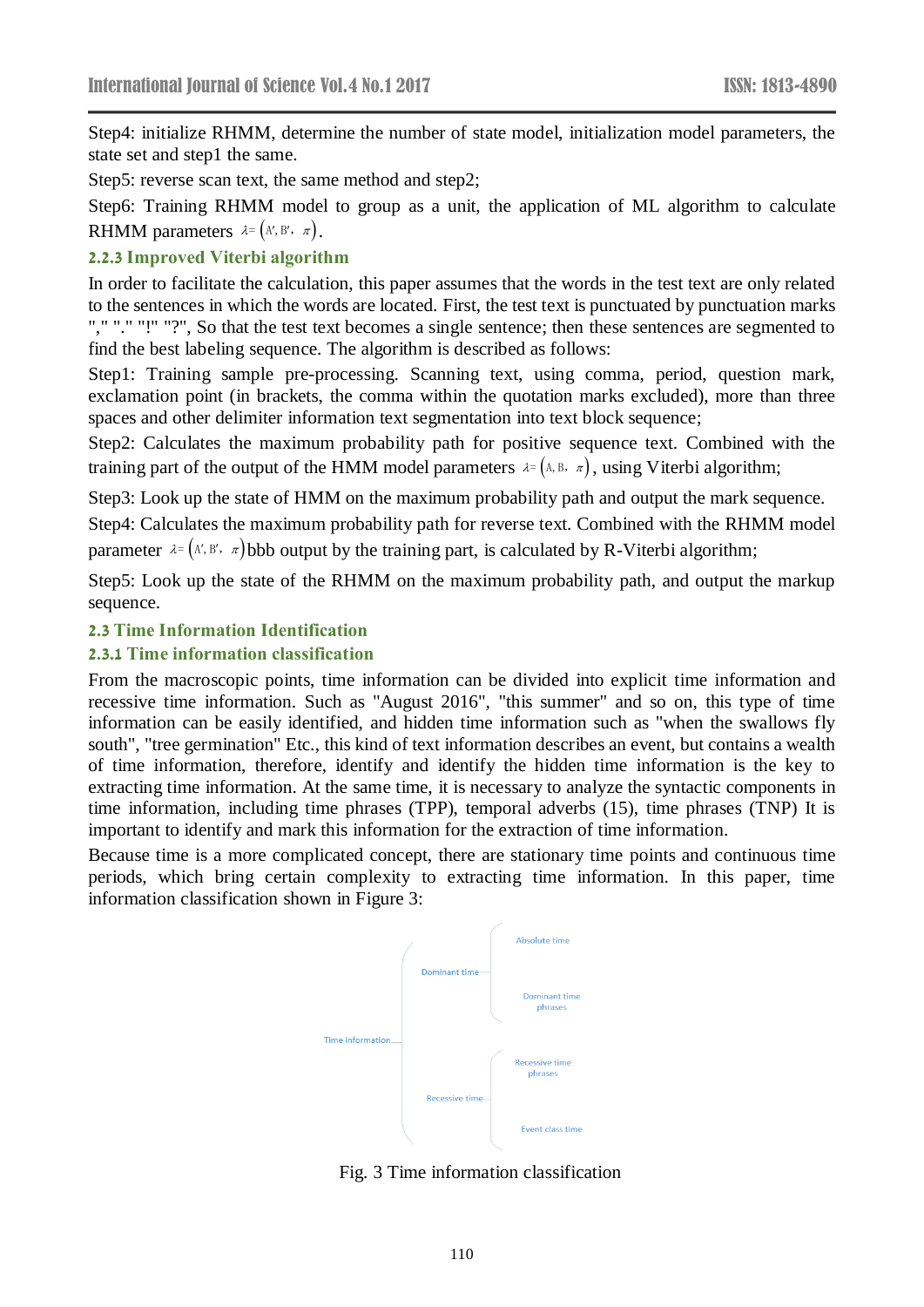Step4: initialize RHMM, determine the number of state model, initialization model parameters, the state set and step1 the same.

Step5: reverse scan text, the same method and step2;

Step6: Training RHMM model to group as a unit, the application of ML algorithm to calculate RHMM parameters $\lambda=\left(A', B', \pi\right)$.

### 2.2.3 Improved Viterbi algorithm

In order to facilitate the calculation, this paper assumes that the words in the test text are only related to the sentences in which the words are located. First, the test text is punctuated by punctuation marks "," "." "!" "?", So that the test text becomes a single sentence; then these sentences are segmented to find the best labeling sequence. The algorithm is described as follows:

Step1: Training sample pre-processing. Scanning text, using comma, period, question mark, exclamation point (in brackets, the comma within the quotation marks excluded), more than three spaces and other delimiter information text segmentation into text block sequence;

Step2: Calculates the maximum probability path for positive sequence text. Combined with the training part of the output of the HMM model parameters $\lambda=\left(A, B, \pi\right)$, using Viterbi algorithm;

Step3: Look up the state of HMM on the maximum probability path and output the mark sequence.

Step4: Calculates the maximum probability path for reverse text. Combined with the RHMM model parameter $\lambda=\left(A', B', \pi\right)$bbb output by the training part, is calculated by R-Viterbi algorithm;

Step5: Look up the state of the RHMM on the maximum probability path, and output the markup sequence.

## 2.3 Time Information Identification

### 2.3.1 Time information classification

From the macroscopic points, time information can be divided into explicit time information and recessive time information. Such as "August 2016", "this summer" and so on, this type of time information can be easily identified, and hidden time information such as "when the swallows fly south", "tree germination" Etc., this kind of text information describes an event, but contains a wealth of time information, therefore, identify and identify the hidden time information is the key to extracting time information. At the same time, it is necessary to analyze the syntactic components in time information, including time phrases (TPP), temporal adverbs (15), time phrases (TNP) It is important to identify and mark this information for the extraction of time information.

Because time is a more complicated concept, there are stationary time points and continuous time periods, which bring certain complexity to extracting time information. In this paper, time information classification shown in Figure 3:

- Time Information
  - Dominant time
    - Absolute time
    - Dominant time phrases
  - Recessive time
    - Recessive time phrases
    - Event class time

Fig. 3 Time information classification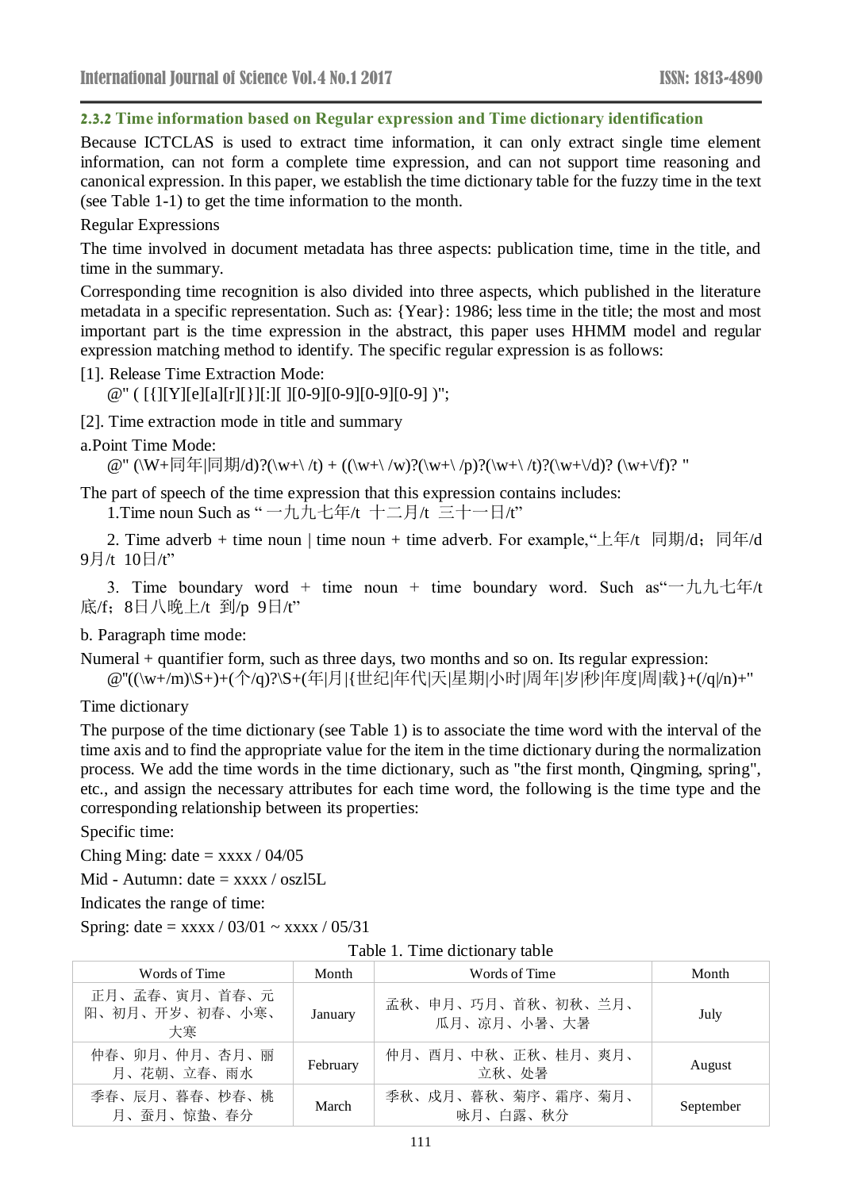### 2.3.2 Time information based on Regular expression and Time dictionary identification

Because ICTCLAS is used to extract time information, it can only extract single time element information, can not form a complete time expression, and can not support time reasoning and canonical expression. In this paper, we establish the time dictionary table for the fuzzy time in the text (see Table 1-1) to get the time information to the month.

Regular Expressions

The time involved in document metadata has three aspects: publication time, time in the title, and time in the summary.

Corresponding time recognition is also divided into three aspects, which published in the literature metadata in a specific representation. Such as: {Year}: 1986; less time in the title; the most and most important part is the time expression in the abstract, this paper uses HHMM model and regular expression matching method to identify. The specific regular expression is as follows:

[1]. Release Time Extraction Mode:

@" ( [{][Y][e][a][r][}][:][ ][0-9][0-9][0-9][0-9] )";

[2]. Time extraction mode in title and summary

a.Point Time Mode:

@" (\W+同年|同期/d)?(\w+\ /t) + ((\w+\ /w)?(\w+\ /p)?(\w+\ /t)?(\w+\/d)? (\w+\/f)? "

The part of speech of the time expression that this expression contains includes:

1.Time noun Such as " 一九九七年/t 十二月/t 三十一日/t"

2. Time adverb + time noun | time noun + time adverb. For example,"上年/t 同期/d；同年/d 9月/t 10日/t"

3. Time boundary word + time noun + time boundary word. Such as"一九九七年/t 底/f；8日八晚上/t 到/p 9日/t"

b. Paragraph time mode:

Numeral + quantifier form, such as three days, two months and so on. Its regular expression:

@"((\w+/m)\S+)+(个/q)?\S+(年|月|{世纪|年代|天|星期|小时|周年|岁|秒|年度|周|载}+(/q|/n)+"

Time dictionary

The purpose of the time dictionary (see Table 1) is to associate the time word with the interval of the time axis and to find the appropriate value for the item in the time dictionary during the normalization process. We add the time words in the time dictionary, such as "the first month, Qingming, spring", etc., and assign the necessary attributes for each time word, the following is the time type and the corresponding relationship between its properties:

Specific time:

Ching Ming: date = xxxx / 04/05

Mid - Autumn: date = xxxx / oszl5L

Indicates the range of time:

Spring: date = xxxx / 03/01 ~ xxxx / 05/31

Table 1. Time dictionary table

| Words of Time | Month | Words of Time | Month |
|---|---|---|---|
| 正月、孟春、寅月、首春、元阳、初月、开岁、初春、小寒、大寒 | January | 孟秋、申月、巧月、首秋、初秋、兰月、瓜月、凉月、小暑、大暑 | July |
| 仲春、卯月、仲月、杏月、丽月、花朝、立春、雨水 | February | 仲月、酉月、中秋、正秋、桂月、爽月、立秋、处暑 | August |
| 季春、辰月、暮春、杪春、桃月、蚕月、惊蛰、春分 | March | 季秋、戌月、暮秋、菊序、霜序、菊月、咏月、白露、秋分 | September |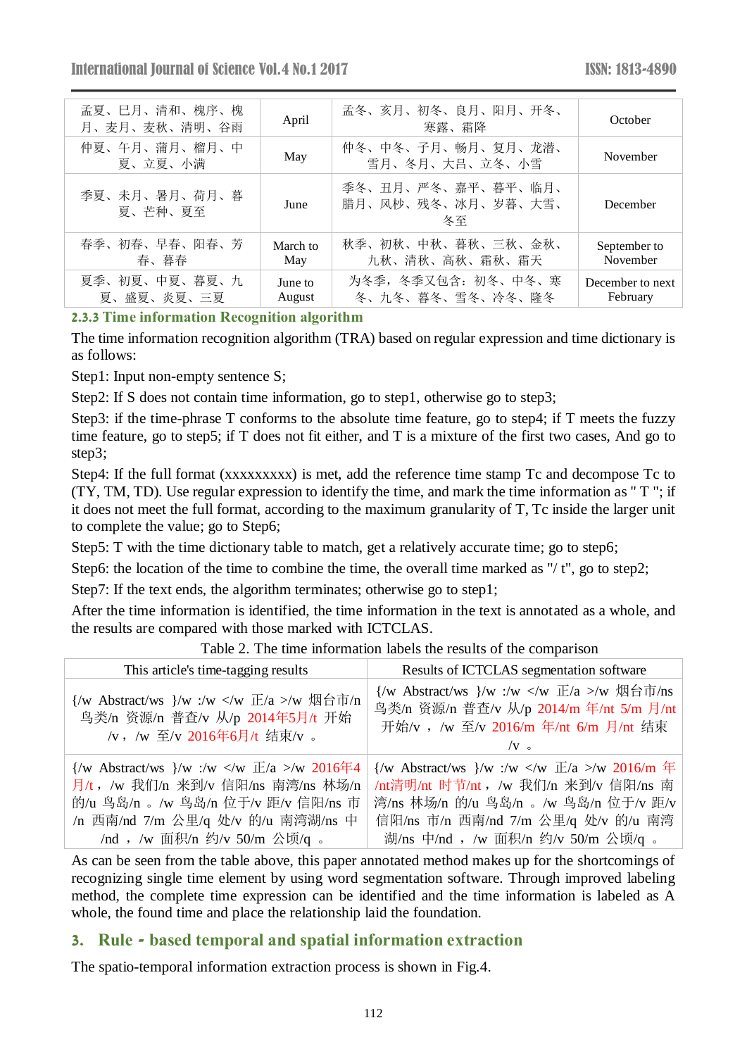| | | | |
|---|---|---|---|
| 孟夏、巳月、清和、槐序、槐月、麦月、麦秋、清明、谷雨 | April | 孟冬、亥月、初冬、良月、阳月、开冬、寒露、霜降 | October |
| 仲夏、午月、蒲月、榴月、中夏、立夏、小满 | May | 仲冬、中冬、子月、畅月、复月、龙潜、雪月、冬月、大吕、立冬、小雪 | November |
| 季夏、未月、暑月、荷月、暮夏、芒种、夏至 | June | 季冬、丑月、严冬、嘉平、暮平、临月、腊月、风杪、残冬、冰月、岁暮、大雪、冬至 | December |
| 春季、初春、早春、阳春、芳春、暮春 | March to May | 秋季、初秋、中秋、暮秋、三秋、金秋、九秋、清秋、高秋、霜秋、霜天 | September to November |
| 夏季、初夏、中夏、暮夏、九夏、盛夏、炎夏、三夏 | June to August | 为冬季，冬季又包含：初冬、中冬、寒冬、九冬、暮冬、雪冬、冷冬、隆冬 | December to next February |

### 2.3.3 Time information Recognition algorithm

The time information recognition algorithm (TRA) based on regular expression and time dictionary is as follows:

Step1: Input non-empty sentence S;

Step2: If S does not contain time information, go to step1, otherwise go to step3;

Step3: if the time-phrase T conforms to the absolute time feature, go to step4; if T meets the fuzzy time feature, go to step5; if T does not fit either, and T is a mixture of the first two cases, And go to step3;

Step4: If the full format (xxxxxxxxx) is met, add the reference time stamp Tc and decompose Tc to (TY, TM, TD). Use regular expression to identify the time, and mark the time information as " T "; if it does not meet the full format, according to the maximum granularity of T, Tc inside the larger unit to complete the value; go to Step6;

Step5: T with the time dictionary table to match, get a relatively accurate time; go to step6;

Step6: the location of the time to combine the time, the overall time marked as "/ t", go to step2;

Step7: If the text ends, the algorithm terminates; otherwise go to step1;

After the time information is identified, the time information in the text is annotated as a whole, and the results are compared with those marked with ICTCLAS.

Table 2. The time information labels the results of the comparison

| This article's time-tagging results | Results of ICTCLAS segmentation software |
|---|---|
| {/w Abstract/ws }/w :/w </w 正/a >/w 烟台市/n 鸟类/n 资源/n 普查/v 从/p 2014年5月/t 开始/v ，/w 至/v 2016年6月/t 结束/v 。 | {/w Abstract/ws }/w :/w </w 正/a >/w 烟台市/ns 鸟类/n 资源/n 普查/v 从/p 2014/m 年/nt 5/m 月/nt 开始/v ，/w 至/v 2016/m 年/nt 6/m 月/nt 结束/v 。 |
| {/w Abstract/ws }/w :/w </w 正/a >/w 2016年4月/t，/w 我们/n 来到/v 信阳/ns 南湾/ns 林场/n 的/u 鸟岛/n 。/w 鸟岛/n 位于/v 距/v 信阳/ns 市/n 西南/nd 7/m 公里/q 处/v 的/u 南湾湖/ns 中/nd ，/w 面积/n 约/v 50/m 公顷/q 。 | {/w Abstract/ws }/w :/w </w 正/a >/w 2016/m 年/nt清明/nt 时节/nt，/w 我们/n 来到/v 信阳/ns 南湾/ns 林场/n 的/u 鸟岛/n 。/w 鸟岛/n 位于/v 距/v 信阳/ns 市/n 西南/nd 7/m 公里/q 处/v 的/u 南湾湖/ns 中/nd ，/w 面积/n 约/v 50/m 公顷/q 。 |

As can be seen from the table above, this paper annotated method makes up for the shortcomings of recognizing single time element by using word segmentation software. Through improved labeling method, the complete time expression can be identified and the time information is labeled as A whole, the found time and place the relationship laid the foundation.

## 3. Rule - based temporal and spatial information extraction

The spatio-temporal information extraction process is shown in Fig.4.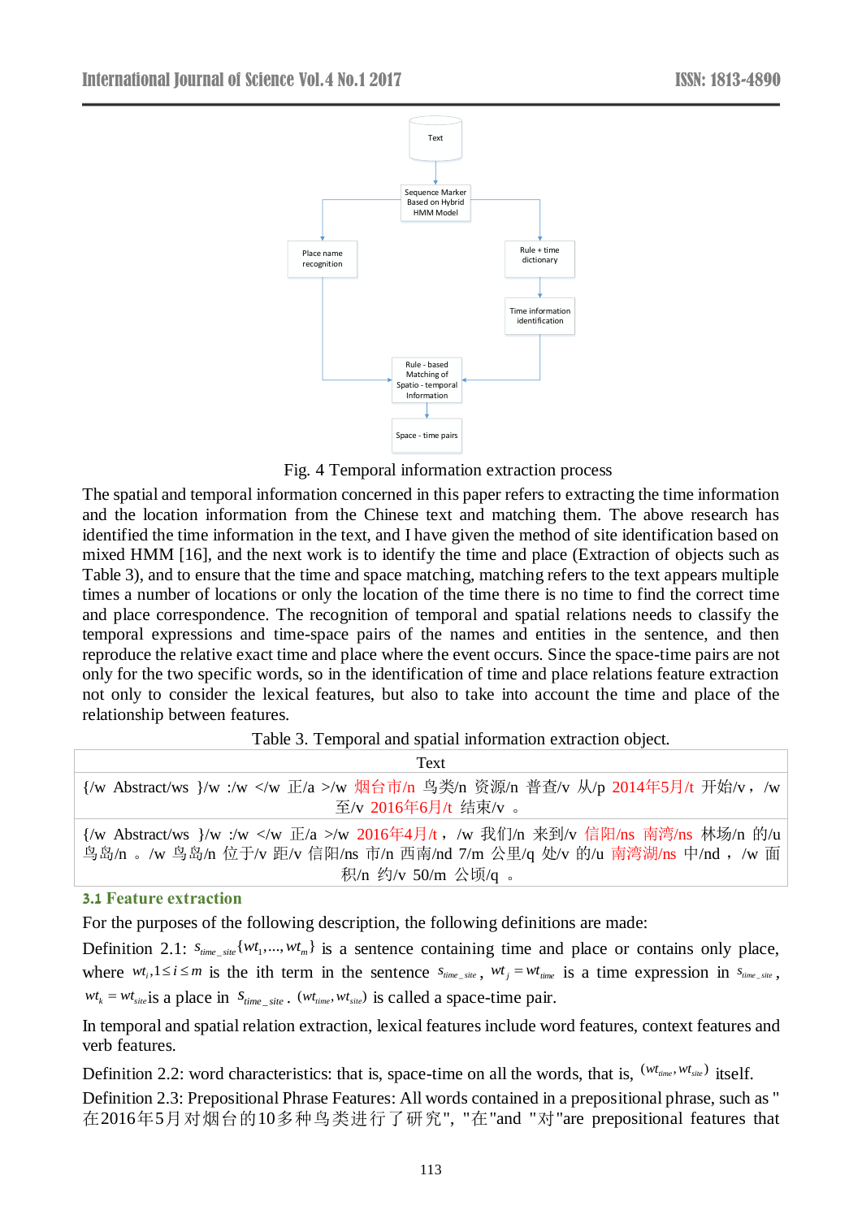Fig. 4 Temporal information extraction process

The spatial and temporal information concerned in this paper refers to extracting the time information and the location information from the Chinese text and matching them. The above research has identified the time information in the text, and I have given the method of site identification based on mixed HMM [16], and the next work is to identify the time and place (Extraction of objects such as Table 3), and to ensure that the time and space matching, matching refers to the text appears multiple times a number of locations or only the location of the time there is no time to find the correct time and place correspondence. The recognition of temporal and spatial relations needs to classify the temporal expressions and time-space pairs of the names and entities in the sentence, and then reproduce the relative exact time and place where the event occurs. Since the space-time pairs are not only for the two specific words, so in the identification of time and place relations feature extraction not only to consider the lexical features, but also to take into account the time and place of the relationship between features.

Table 3. Temporal and spatial information extraction object.

| Text |
| --- |
| {/w Abstract/ws }/w :/w </w 正/a >/w 烟台市/n 鸟类/n 资源/n 普查/v 从/p 2014年5月/t 开始/v ， /w 至/v 2016年6月/t 结束/v 。 |
| {/w Abstract/ws }/w :/w </w 正/a >/w 2016年4月/t ， /w 我们/n 来到/v 信阳/ns 南湾/ns 林场/n 的/u 鸟岛/n 。/w 鸟岛/n 位于/v 距/v 信阳/ns 市/n 西南/nd 7/m 公里/q 处/v 的/u 南湾湖/ns 中/nd ， /w 面积/n 约/v 50/m 公顷/q 。 |

### 3.1 Feature extraction

For the purposes of the following description, the following definitions are made:

Definition 2.1: $s_{time\_site}\{wt_1,...,wt_m\}$ is a sentence containing time and place or contains only place, where $wt_i, 1 \le i \le m$ is the ith term in the sentence $s_{time\_site}$, $wt_j = wt_{time}$ is a time expression in $s_{time\_site}$, $wt_k = wt_{site}$ is a place in $s_{time\_site}$. $(wt_{time}, wt_{site})$ is called a space-time pair.

In temporal and spatial relation extraction, lexical features include word features, context features and verb features.

Definition 2.2: word characteristics: that is, space-time on all the words, that is, $(wt_{time}, wt_{site})$ itself.

Definition 2.3: Prepositional Phrase Features: All words contained in a prepositional phrase, such as "在2016年5月对烟台的10多种鸟类进行了研究", "在"and "对"are prepositional features that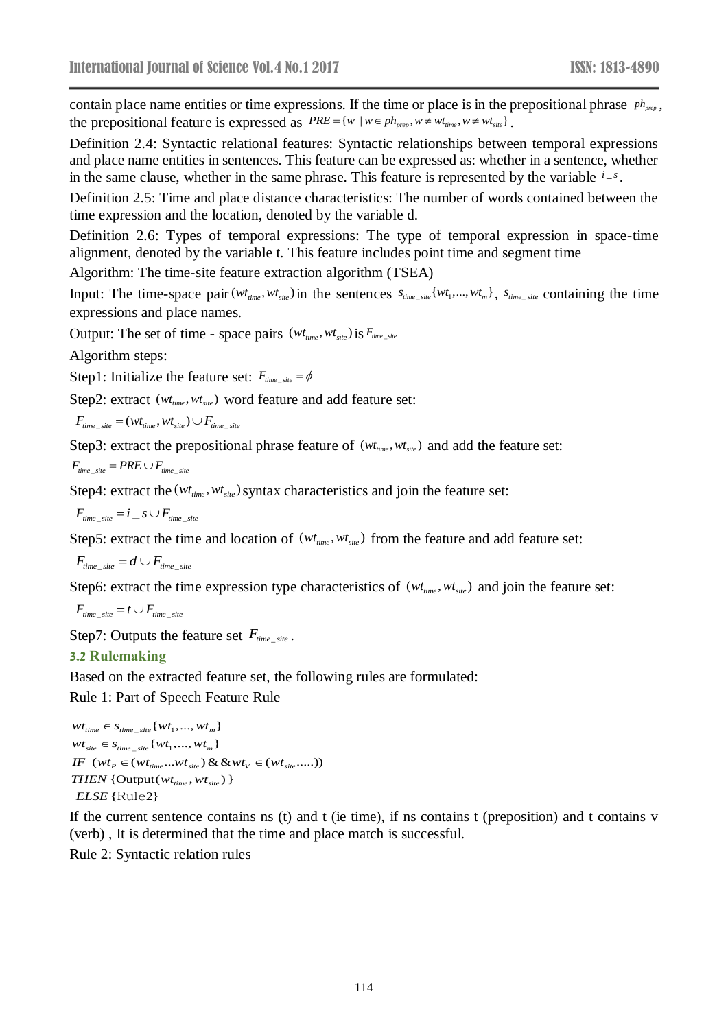contain place name entities or time expressions. If the time or place is in the prepositional phrase $ph_{prep}$, the prepositional feature is expressed as $PRE = \{w \mid w \in ph_{prep}, w \neq wt_{time}, w \neq wt_{site}\}$.

Definition 2.4: Syntactic relational features: Syntactic relationships between temporal expressions and place name entities in sentences. This feature can be expressed as: whether in a sentence, whether in the same clause, whether in the same phrase. This feature is represented by the variable $i\_s$.

Definition 2.5: Time and place distance characteristics: The number of words contained between the time expression and the location, denoted by the variable d.

Definition 2.6: Types of temporal expressions: The type of temporal expression in space-time alignment, denoted by the variable t. This feature includes point time and segment time

Algorithm: The time-site feature extraction algorithm (TSEA)

Input: The time-space pair $(wt_{time}, wt_{site})$ in the sentences $s_{time\_site}\{wt_1,...,wt_m\}$, $s_{time\_site}$ containing the time expressions and place names.

Output: The set of time - space pairs $(wt_{time}, wt_{site})$ is $F_{time\_site}$

Algorithm steps:

Step1: Initialize the feature set: $F_{time\_site} = \phi$

Step2: extract $(wt_{time}, wt_{site})$ word feature and add feature set:

$F_{time\_site} = (wt_{time}, wt_{site}) \cup F_{time\_site}$

Step3: extract the prepositional phrase feature of $(wt_{time}, wt_{site})$ and add the feature set:

$F_{time\_site} = PRE \cup F_{time\_site}$

Step4: extract the $(wt_{time}, wt_{site})$ syntax characteristics and join the feature set:

$F_{time\_site} = i\_s \cup F_{time\_site}$

Step5: extract the time and location of $(wt_{time}, wt_{site})$ from the feature and add feature set:

$F_{time\_site} = d \cup F_{time\_site}$

Step6: extract the time expression type characteristics of $(wt_{time}, wt_{site})$ and join the feature set:

$F_{time\_site} = t \cup F_{time\_site}$

Step7: Outputs the feature set $F_{time\_site}$.

### 3.2 Rulemaking

Based on the extracted feature set, the following rules are formulated:

Rule 1: Part of Speech Feature Rule

$$
\begin{aligned}
& wt_{time} \in s_{time\_site}\{wt_1,...,wt_m\} \\
& wt_{site} \in s_{time\_site}\{wt_1,...,wt_m\} \\
& IF \ \ (wt_P \in (wt_{time}...wt_{site}) \ \&\& \ wt_V \in (wt_{site}.....)) \\
& THEN \ \{\text{Output}(wt_{time}, wt_{site})\} \\
& ELSE \ \{\text{Rule2}\}
\end{aligned}
$$

If the current sentence contains ns (t) and t (ie time), if ns contains t (preposition) and t contains v (verb) , It is determined that the time and place match is successful.

Rule 2: Syntactic relation rules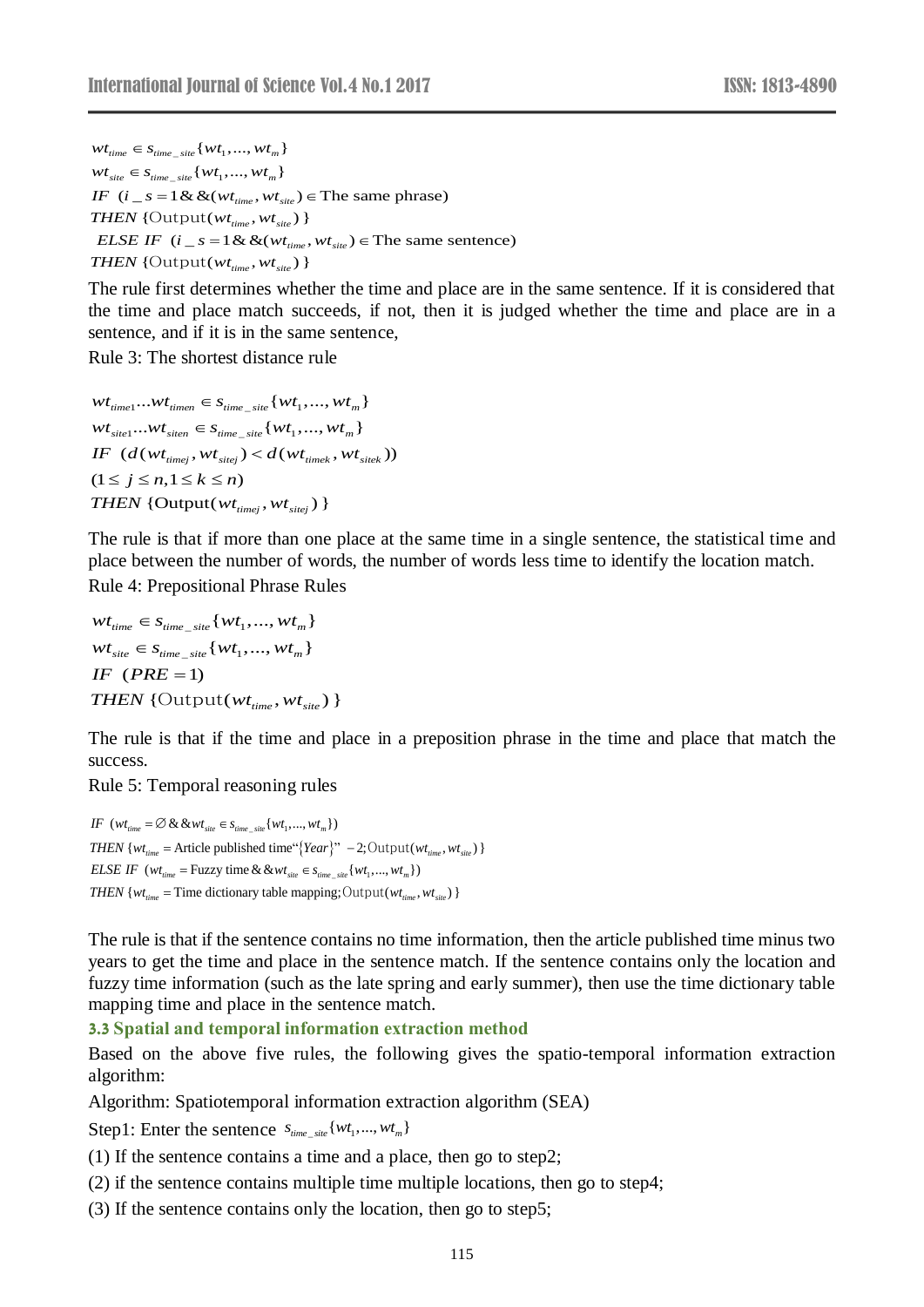$$wt_{time} \in s_{time\_site}\{wt_1,...,wt_m\}$$
$$wt_{site} \in s_{time\_site}\{wt_1,...,wt_m\}$$
$$IF \ \ (i\_s = 1 \&\& (wt_{time}, wt_{site}) \in \text{The same phrase})$$
$$THEN \ \{\text{Output}(wt_{time}, wt_{site})\}$$
$$ELSE \ IF \ \ (i\_s = 1 \&\& (wt_{time}, wt_{site}) \in \text{The same sentence})$$
$$THEN \ \{\text{Output}(wt_{time}, wt_{site})\}$$

The rule first determines whether the time and place are in the same sentence. If it is considered that the time and place match succeeds, if not, then it is judged whether the time and place are in a sentence, and if it is in the same sentence,

Rule 3: The shortest distance rule

$$wt_{time1}...wt_{timen} \in s_{time\_site}\{wt_1,...,wt_m\}$$
$$wt_{site1}...wt_{siten} \in s_{time\_site}\{wt_1,...,wt_m\}$$
$$IF \ \ (d(wt_{timej}, wt_{sitej}) < d(wt_{timek}, wt_{sitek}))$$
$$(1 \le j \le n, 1 \le k \le n)$$
$$THEN \ \{\text{Output}(wt_{timej}, wt_{sitej})\}$$

The rule is that if more than one place at the same time in a single sentence, the statistical time and place between the number of words, the number of words less time to identify the location match.

Rule 4: Prepositional Phrase Rules

$$wt_{time} \in s_{time\_site}\{wt_1,...,wt_m\}$$
$$wt_{site} \in s_{time\_site}\{wt_1,...,wt_m\}$$
$$IF \ \ (PRE = 1)$$
$$THEN \ \{\text{Output}(wt_{time}, wt_{site})\}$$

The rule is that if the time and place in a preposition phrase in the time and place that match the success.

Rule 5: Temporal reasoning rules

$$IF \ \ (wt_{time} = \varnothing \ \&\& \ wt_{site} \in s_{time\_site}\{wt_1,...,wt_m\})$$
$$THEN \ \{wt_{time} = \text{Article published time``}\{Year\}\text{''} - 2; \text{Output}(wt_{time}, wt_{site})\}$$
$$ELSE \ IF \ \ (wt_{time} = \text{Fuzzy time} \ \&\& \ wt_{site} \in s_{time\_site}\{wt_1,...,wt_m\})$$
$$THEN \ \{wt_{time} = \text{Time dictionary table mapping}; \text{Output}(wt_{time}, wt_{site})\}$$

The rule is that if the sentence contains no time information, then the article published time minus two years to get the time and place in the sentence match. If the sentence contains only the location and fuzzy time information (such as the late spring and early summer), then use the time dictionary table mapping time and place in the sentence match.

### 3.3 Spatial and temporal information extraction method

Based on the above five rules, the following gives the spatio-temporal information extraction algorithm:

Algorithm: Spatiotemporal information extraction algorithm (SEA)

Step1: Enter the sentence $s_{time\_site}\{wt_1,...,wt_m\}$

(1) If the sentence contains a time and a place, then go to step2;

(2) if the sentence contains multiple time multiple locations, then go to step4;

(3) If the sentence contains only the location, then go to step5;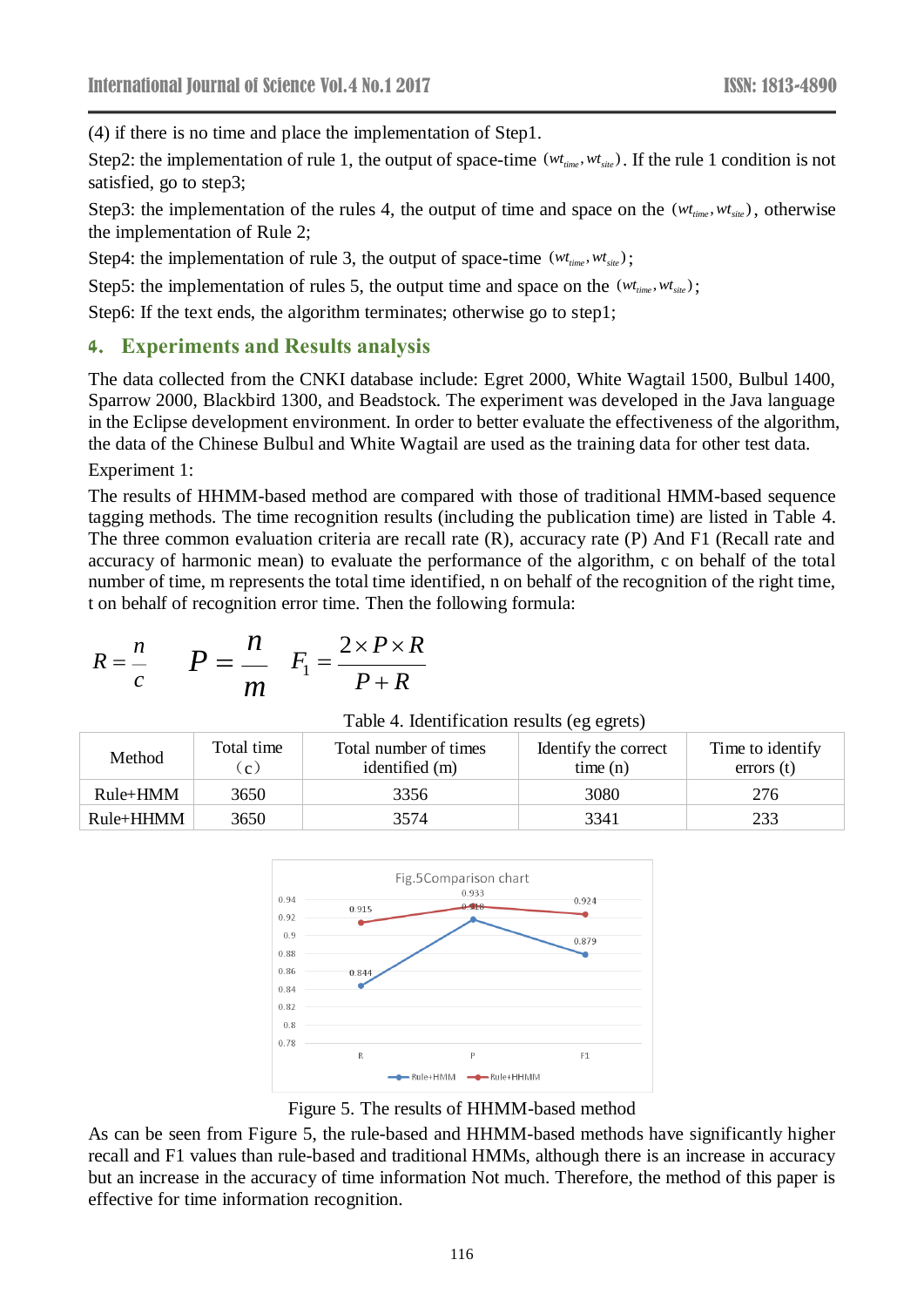(4) if there is no time and place the implementation of Step1.

Step2: the implementation of rule 1, the output of space-time $(wt_{time}, wt_{site})$. If the rule 1 condition is not satisfied, go to step3;

Step3: the implementation of the rules 4, the output of time and space on the $(wt_{time}, wt_{site})$, otherwise the implementation of Rule 2;

Step4: the implementation of rule 3, the output of space-time $(wt_{time}, wt_{site})$;

Step5: the implementation of rules 5, the output time and space on the $(wt_{time}, wt_{site})$;

Step6: If the text ends, the algorithm terminates; otherwise go to step1;

## 4. Experiments and Results analysis

The data collected from the CNKI database include: Egret 2000, White Wagtail 1500, Bulbul 1400, Sparrow 2000, Blackbird 1300, and Beadstock. The experiment was developed in the Java language in the Eclipse development environment. In order to better evaluate the effectiveness of the algorithm, the data of the Chinese Bulbul and White Wagtail are used as the training data for other test data.

Experiment 1:

The results of HHMM-based method are compared with those of traditional HMM-based sequence tagging methods. The time recognition results (including the publication time) are listed in Table 4. The three common evaluation criteria are recall rate (R), accuracy rate (P) And F1 (Recall rate and accuracy of harmonic mean) to evaluate the performance of the algorithm, c on behalf of the total number of time, m represents the total time identified, n on behalf of the recognition of the right time, t on behalf of recognition error time. Then the following formula:

$$R = \frac{n}{c} \qquad P = \frac{n}{m} \qquad F_1 = \frac{2 \times P \times R}{P + R}$$

Table 4. Identification results (eg egrets)

| Method | Total time (c) | Total number of times identified (m) | Identify the correct time (n) | Time to identify errors (t) |
|---|---|---|---|---|
| Rule+HMM | 3650 | 3356 | 3080 | 276 |
| Rule+HHMM | 3650 | 3574 | 3341 | 233 |

Figure 5. The results of HHMM-based method

As can be seen from Figure 5, the rule-based and HHMM-based methods have significantly higher recall and F1 values than rule-based and traditional HMMs, although there is an increase in accuracy but an increase in the accuracy of time information Not much. Therefore, the method of this paper is effective for time information recognition.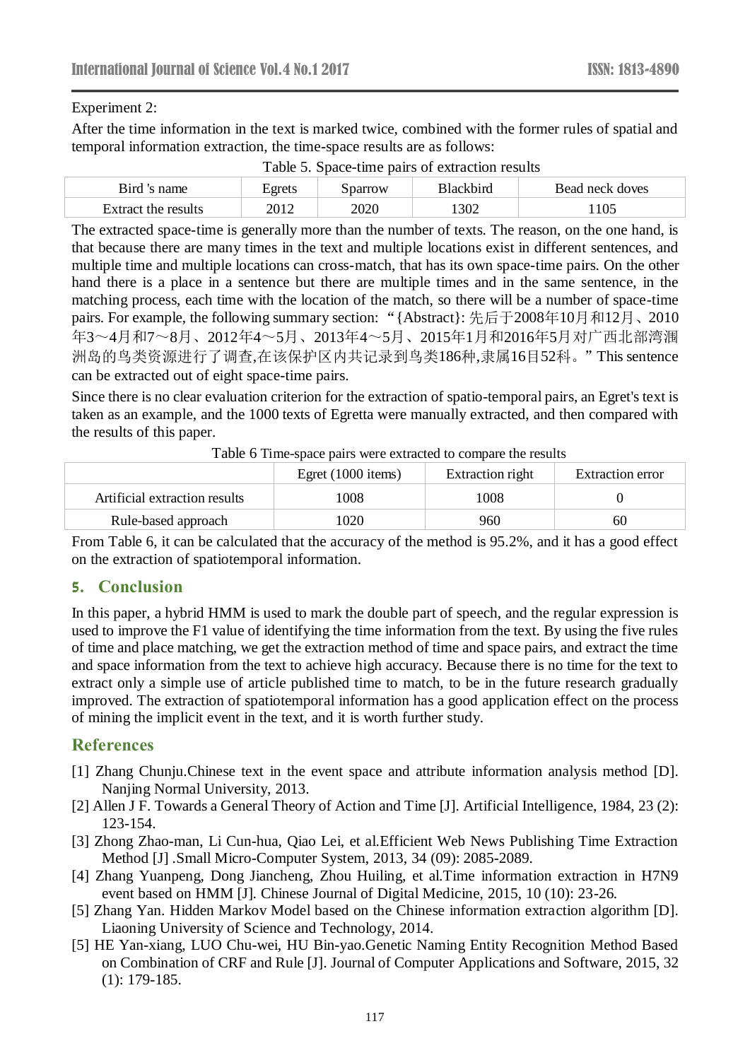Experiment 2:

After the time information in the text is marked twice, combined with the former rules of spatial and temporal information extraction, the time-space results are as follows:

Table 5. Space-time pairs of extraction results

| Bird 's name | Egrets | Sparrow | Blackbird | Bead neck doves |
|---|---|---|---|---|
| Extract the results | 2012 | 2020 | 1302 | 1105 |

The extracted space-time is generally more than the number of texts. The reason, on the one hand, is that because there are many times in the text and multiple locations exist in different sentences, and multiple time and multiple locations can cross-match, that has its own space-time pairs. On the other hand there is a place in a sentence but there are multiple times and in the same sentence, in the matching process, each time with the location of the match, so there will be a number of space-time pairs. For example, the following summary section: "{Abstract}: 先后于2008年10月和12月、2010年3～4月和7～8月、2012年4～5月、2013年4～5月、2015年1月和2016年5月对广西北部湾涠洲岛的鸟类资源进行了调查,在该保护区内共记录到鸟类186种,隶属16目52科。" This sentence can be extracted out of eight space-time pairs.

Since there is no clear evaluation criterion for the extraction of spatio-temporal pairs, an Egret's text is taken as an example, and the 1000 texts of Egretta were manually extracted, and then compared with the results of this paper.

Table 6 Time-space pairs were extracted to compare the results

| | Egret (1000 items) | Extraction right | Extraction error |
|---|---|---|---|
| Artificial extraction results | 1008 | 1008 | 0 |
| Rule-based approach | 1020 | 960 | 60 |

From Table 6, it can be calculated that the accuracy of the method is 95.2%, and it has a good effect on the extraction of spatiotemporal information.

## 5. Conclusion

In this paper, a hybrid HMM is used to mark the double part of speech, and the regular expression is used to improve the F1 value of identifying the time information from the text. By using the five rules of time and place matching, we get the extraction method of time and space pairs, and extract the time and space information from the text to achieve high accuracy. Because there is no time for the text to extract only a simple use of article published time to match, to be in the future research gradually improved. The extraction of spatiotemporal information has a good application effect on the process of mining the implicit event in the text, and it is worth further study.

## References

[1] Zhang Chunju.Chinese text in the event space and attribute information analysis method [D]. Nanjing Normal University, 2013.

[2] Allen J F. Towards a General Theory of Action and Time [J]. Artificial Intelligence, 1984, 23 (2): 123-154.

[3] Zhong Zhao-man, Li Cun-hua, Qiao Lei, et al.Efficient Web News Publishing Time Extraction Method [J] .Small Micro-Computer System, 2013, 34 (09): 2085-2089.

[4] Zhang Yuanpeng, Dong Jiancheng, Zhou Huiling, et al.Time information extraction in H7N9 event based on HMM [J]. Chinese Journal of Digital Medicine, 2015, 10 (10): 23-26.

[5] Zhang Yan. Hidden Markov Model based on the Chinese information extraction algorithm [D]. Liaoning University of Science and Technology, 2014.

[5] HE Yan-xiang, LUO Chu-wei, HU Bin-yao.Genetic Naming Entity Recognition Method Based on Combination of CRF and Rule [J]. Journal of Computer Applications and Software, 2015, 32 (1): 179-185.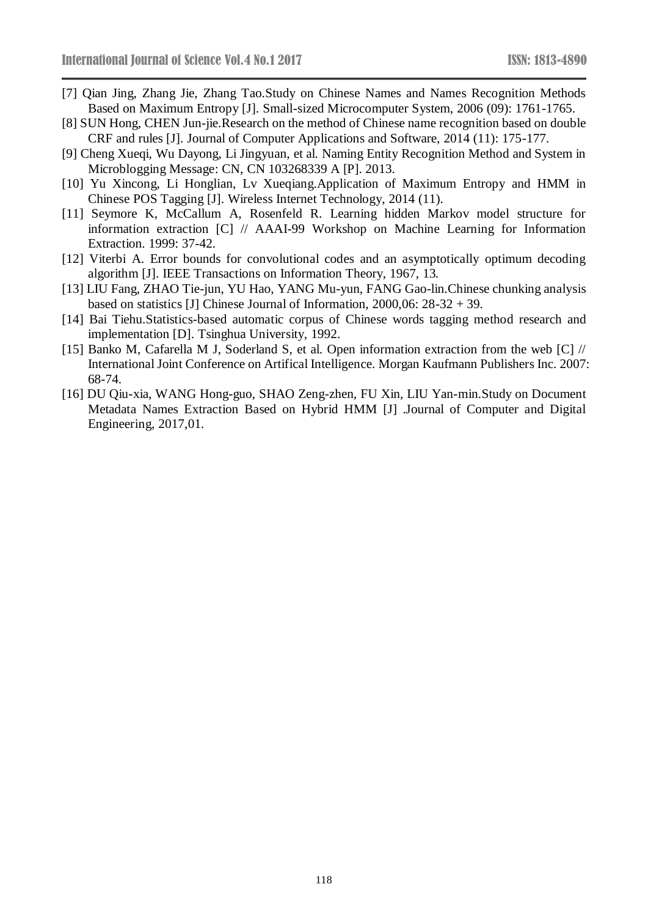[7] Qian Jing, Zhang Jie, Zhang Tao.Study on Chinese Names and Names Recognition Methods Based on Maximum Entropy [J]. Small-sized Microcomputer System, 2006 (09): 1761-1765.

[8] SUN Hong, CHEN Jun-jie.Research on the method of Chinese name recognition based on double CRF and rules [J]. Journal of Computer Applications and Software, 2014 (11): 175-177.

[9] Cheng Xueqi, Wu Dayong, Li Jingyuan, et al. Naming Entity Recognition Method and System in Microblogging Message: CN, CN 103268339 A [P]. 2013.

[10] Yu Xincong, Li Honglian, Lv Xueqiang.Application of Maximum Entropy and HMM in Chinese POS Tagging [J]. Wireless Internet Technology, 2014 (11).

[11] Seymore K, McCallum A, Rosenfeld R. Learning hidden Markov model structure for information extraction [C] // AAAI-99 Workshop on Machine Learning for Information Extraction. 1999: 37-42.

[12] Viterbi A. Error bounds for convolutional codes and an asymptotically optimum decoding algorithm [J]. IEEE Transactions on Information Theory, 1967, 13.

[13] LIU Fang, ZHAO Tie-jun, YU Hao, YANG Mu-yun, FANG Gao-lin.Chinese chunking analysis based on statistics [J] Chinese Journal of Information, 2000,06: 28-32 + 39.

[14] Bai Tiehu.Statistics-based automatic corpus of Chinese words tagging method research and implementation [D]. Tsinghua University, 1992.

[15] Banko M, Cafarella M J, Soderland S, et al. Open information extraction from the web [C] // International Joint Conference on Artifical Intelligence. Morgan Kaufmann Publishers Inc. 2007: 68-74.

[16] DU Qiu-xia, WANG Hong-guo, SHAO Zeng-zhen, FU Xin, LIU Yan-min.Study on Document Metadata Names Extraction Based on Hybrid HMM [J] .Journal of Computer and Digital Engineering, 2017,01.